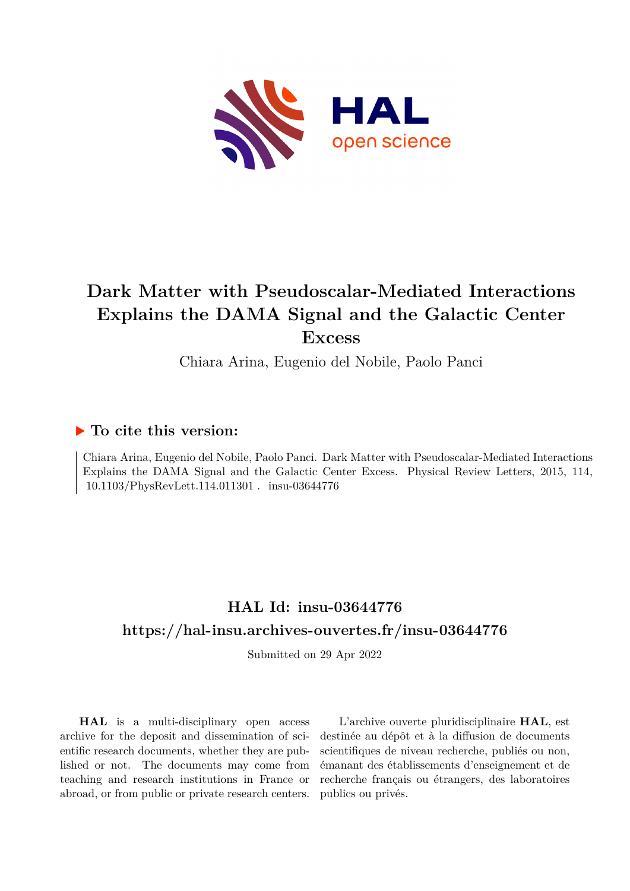# Dark Matter with Pseudoscalar-Mediated Interactions Explains the DAMA Signal and the Galactic Center Excess

Chiara Arina, Eugenio del Nobile, Paolo Panci

## ▶ To cite this version:

Chiara Arina, Eugenio del Nobile, Paolo Panci. Dark Matter with Pseudoscalar-Mediated Interactions Explains the DAMA Signal and the Galactic Center Excess. Physical Review Letters, 2015, 114, 10.1103/PhysRevLett.114.011301 . insu-03644776

## HAL Id: insu-03644776

## https://hal-insu.archives-ouvertes.fr/insu-03644776

Submitted on 29 Apr 2022

**HAL** is a multi-disciplinary open access archive for the deposit and dissemination of scientific research documents, whether they are published or not. The documents may come from teaching and research institutions in France or abroad, or from public or private research centers.

L'archive ouverte pluridisciplinaire **HAL**, est destinée au dépôt et à la diffusion de documents scientifiques de niveau recherche, publiés ou non, émanant des établissements d'enseignement et de recherche français ou étrangers, des laboratoires publics ou privés.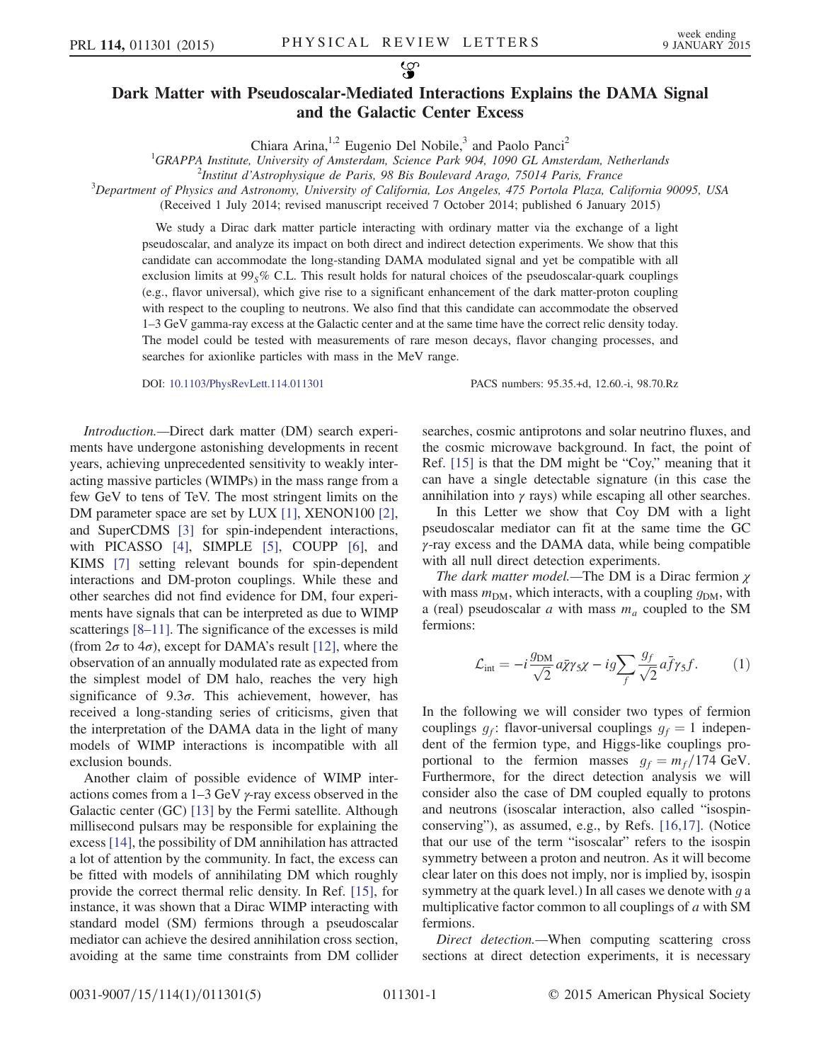# Dark Matter with Pseudoscalar-Mediated Interactions Explains the DAMA Signal and the Galactic Center Excess

Chiara Arina,[1,2] Eugenio Del Nobile,[3] and Paolo Panci[2]

[1]GRAPPA Institute, University of Amsterdam, Science Park 904, 1090 GL Amsterdam, Netherlands
[2]Institut d'Astrophysique de Paris, 98 Bis Boulevard Arago, 75014 Paris, France
[3]Department of Physics and Astronomy, University of California, Los Angeles, 475 Portola Plaza, California 90095, USA

(Received 1 July 2014; revised manuscript received 7 October 2014; published 6 January 2015)

We study a Dirac dark matter particle interacting with ordinary matter via the exchange of a light pseudoscalar, and analyze its impact on both direct and indirect detection experiments. We show that this candidate can accommodate the long-standing DAMA modulated signal and yet be compatible with all exclusion limits at $99_S\%$ C.L. This result holds for natural choices of the pseudoscalar-quark couplings (e.g., flavor universal), which give rise to a significant enhancement of the dark matter-proton coupling with respect to the coupling to neutrons. We also find that this candidate can accommodate the observed 1–3 GeV gamma-ray excess at the Galactic center and at the same time have the correct relic density today. The model could be tested with measurements of rare meson decays, flavor changing processes, and searches for axionlike particles with mass in the MeV range.

DOI: 10.1103/PhysRevLett.114.011301 PACS numbers: 95.35.+d, 12.60.-i, 98.70.Rz

*Introduction.*—Direct dark matter (DM) search experiments have undergone astonishing developments in recent years, achieving unprecedented sensitivity to weakly interacting massive particles (WIMPs) in the mass range from a few GeV to tens of TeV. The most stringent limits on the DM parameter space are set by LUX [1], XENON100 [2], and SuperCDMS [3] for spin-independent interactions, with PICASSO [4], SIMPLE [5], COUPP [6], and KIMS [7] setting relevant bounds for spin-dependent interactions and DM-proton couplings. While these and other searches did not find evidence for DM, four experiments have signals that can be interpreted as due to WIMP scatterings [8–11]. The significance of the excesses is mild (from $2\sigma$ to $4\sigma$), except for DAMA's result [12], where the observation of an annually modulated rate as expected from the simplest model of DM halo, reaches the very high significance of $9.3\sigma$. This achievement, however, has received a long-standing series of criticisms, given that the interpretation of the DAMA data in the light of many models of WIMP interactions is incompatible with all exclusion bounds.

Another claim of possible evidence of WIMP interactions comes from a 1–3 GeV $\gamma$-ray excess observed in the Galactic center (GC) [13] by the Fermi satellite. Although millisecond pulsars may be responsible for explaining the excess [14], the possibility of DM annihilation has attracted a lot of attention by the community. In fact, the excess can be fitted with models of annihilating DM which roughly provide the correct thermal relic density. In Ref. [15], for instance, it was shown that a Dirac WIMP interacting with standard model (SM) fermions through a pseudoscalar mediator can achieve the desired annihilation cross section, avoiding at the same time constraints from DM collider searches, cosmic antiprotons and solar neutrino fluxes, and the cosmic microwave background. In fact, the point of Ref. [15] is that the DM might be "Coy," meaning that it can have a single detectable signature (in this case the annihilation into $\gamma$ rays) while escaping all other searches.

In this Letter we show that Coy DM with a light pseudoscalar mediator can fit at the same time the GC $\gamma$-ray excess and the DAMA data, while being compatible with all null direct detection experiments.

*The dark matter model.*—The DM is a Dirac fermion $\chi$ with mass $m_{\rm DM}$, which interacts, with a coupling $g_{\rm DM}$, with a (real) pseudoscalar $a$ with mass $m_a$ coupled to the SM fermions:

$$\mathcal{L}_{\rm int} = -i\frac{g_{\rm DM}}{\sqrt{2}}a\bar{\chi}\gamma_5\chi - ig\sum_f \frac{g_f}{\sqrt{2}}a\bar{f}\gamma_5 f. \qquad (1)$$

In the following we will consider two types of fermion couplings $g_f$: flavor-universal couplings $g_f = 1$ independent of the fermion type, and Higgs-like couplings proportional to the fermion masses $g_f = m_f/174$ GeV. Furthermore, for the direct detection analysis we will consider also the case of DM coupled equally to protons and neutrons (isoscalar interaction, also called "isospin-conserving"), as assumed, e.g., by Refs. [16,17]. (Notice that our use of the term "isoscalar" refers to the isospin symmetry between a proton and neutron. As it will become clear later on this does not imply, nor is implied by, isospin symmetry at the quark level.) In all cases we denote with $g$ a multiplicative factor common to all couplings of $a$ with SM fermions.

*Direct detection.*—When computing scattering cross sections at direct detection experiments, it is necessary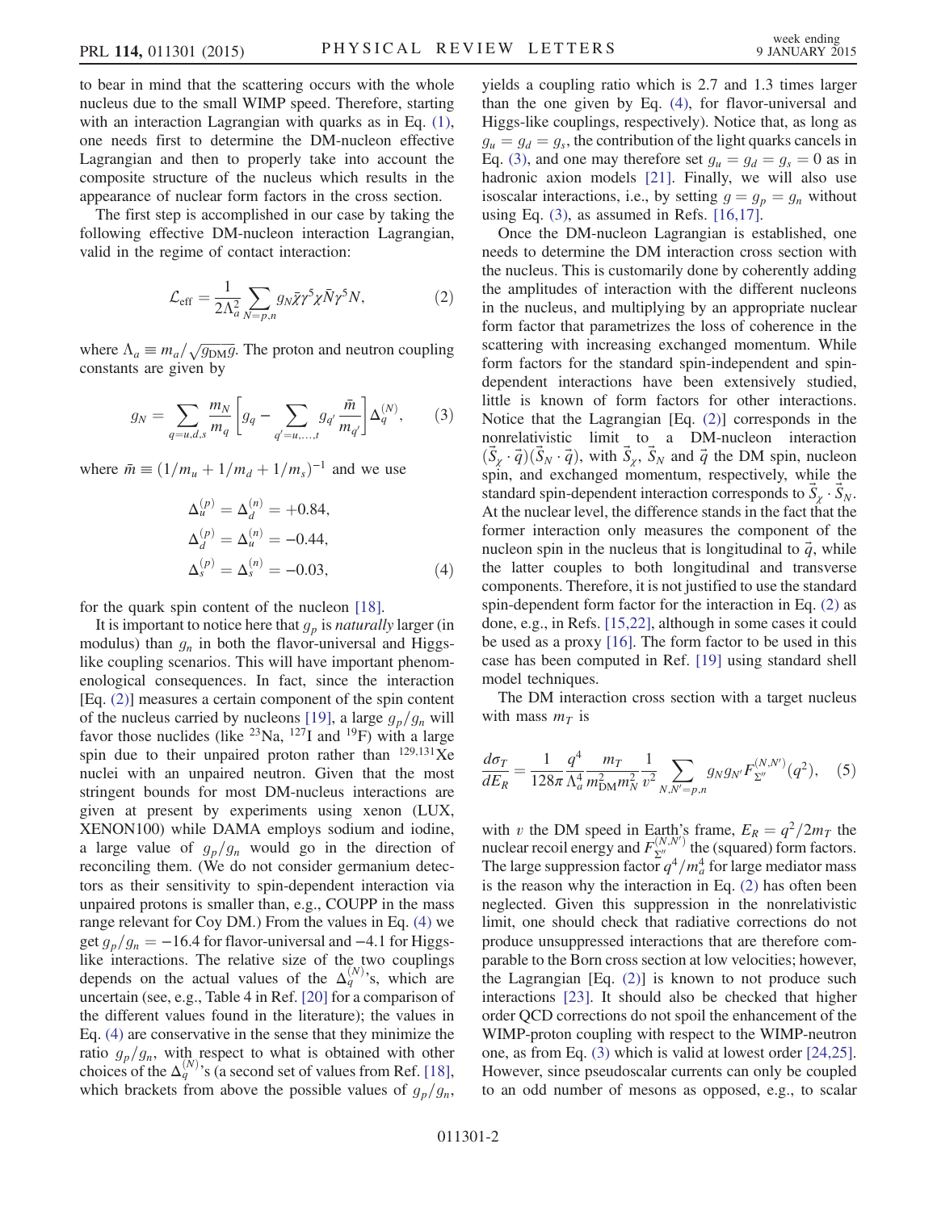to bear in mind that the scattering occurs with the whole nucleus due to the small WIMP speed. Therefore, starting with an interaction Lagrangian with quarks as in Eq. (1), one needs first to determine the DM-nucleon effective Lagrangian and then to properly take into account the composite structure of the nucleus which results in the appearance of nuclear form factors in the cross section.

The first step is accomplished in our case by taking the following effective DM-nucleon interaction Lagrangian, valid in the regime of contact interaction:

$$\mathcal{L}_{\text{eff}} = \frac{1}{2\Lambda_a^2} \sum_{N=p,n} g_N \bar{\chi}\gamma^5\chi \bar{N}\gamma^5 N, \tag{2}$$

where $\Lambda_a \equiv m_a/\sqrt{g_{\text{DM}} g}$. The proton and neutron coupling constants are given by

$$g_N = \sum_{q=u,d,s} \frac{m_N}{m_q}\left[g_q - \sum_{q'=u,\ldots,t} g_{q'} \frac{\bar{m}}{m_{q'}}\right]\Delta_q^{(N)}, \tag{3}$$

where $\bar{m} \equiv (1/m_u + 1/m_d + 1/m_s)^{-1}$ and we use

$$\begin{aligned}
\Delta_u^{(p)} &= \Delta_d^{(n)} = +0.84, \\
\Delta_d^{(p)} &= \Delta_u^{(n)} = -0.44, \\
\Delta_s^{(p)} &= \Delta_s^{(n)} = -0.03,
\end{aligned} \tag{4}$$

for the quark spin content of the nucleon [18].

It is important to notice here that $g_p$ is *naturally* larger (in modulus) than $g_n$ in both the flavor-universal and Higgs-like coupling scenarios. This will have important phenomenological consequences. In fact, since the interaction [Eq. (2)] measures a certain component of the spin content of the nucleus carried by nucleons [19], a large $g_p/g_n$ will favor those nuclides (like $^{23}$Na, $^{127}$I and $^{19}$F) with a large spin due to their unpaired proton rather than $^{129,131}$Xe nuclei with an unpaired neutron. Given that the most stringent bounds for most DM-nucleus interactions are given at present by experiments using xenon (LUX, XENON100) while DAMA employs sodium and iodine, a large value of $g_p/g_n$ would go in the direction of reconciling them. (We do not consider germanium detectors as their sensitivity to spin-dependent interaction via unpaired protons is smaller than, e.g., COUPP in the mass range relevant for Coy DM.) From the values in Eq. (4) we get $g_p/g_n = -16.4$ for flavor-universal and $-4.1$ for Higgs-like interactions. The relative size of the two couplings depends on the actual values of the $\Delta_q^{(N)}$'s, which are uncertain (see, e.g., Table 4 in Ref. [20] for a comparison of the different values found in the literature); the values in Eq. (4) are conservative in the sense that they minimize the ratio $g_p/g_n$, with respect to what is obtained with other choices of the $\Delta_q^{(N)}$'s (a second set of values from Ref. [18], which brackets from above the possible values of $g_p/g_n$, yields a coupling ratio which is 2.7 and 1.3 times larger than the one given by Eq. (4), for flavor-universal and Higgs-like couplings, respectively). Notice that, as long as $g_u = g_d = g_s$, the contribution of the light quarks cancels in Eq. (3), and one may therefore set $g_u = g_d = g_s = 0$ as in hadronic axion models [21]. Finally, we will also use isoscalar interactions, i.e., by setting $g = g_p = g_n$ without using Eq. (3), as assumed in Refs. [16,17].

Once the DM-nucleon Lagrangian is established, one needs to determine the DM interaction cross section with the nucleus. This is customarily done by coherently adding the amplitudes of interaction with the different nucleons in the nucleus, and multiplying by an appropriate nuclear form factor that parametrizes the loss of coherence in the scattering with increasing exchanged momentum. While form factors for the standard spin-independent and spin-dependent interactions have been extensively studied, little is known of form factors for other interactions. Notice that the Lagrangian [Eq. (2)] corresponds in the nonrelativistic limit to a DM-nucleon interaction $(\vec{S}_\chi \cdot \vec{q})(\vec{S}_N \cdot \vec{q})$, with $\vec{S}_\chi$, $\vec{S}_N$ and $\vec{q}$ the DM spin, nucleon spin, and exchanged momentum, respectively, while the standard spin-dependent interaction corresponds to $\vec{S}_\chi \cdot \vec{S}_N$. At the nuclear level, the difference stands in the fact that the former interaction only measures the component of the nucleon spin in the nucleus that is longitudinal to $\vec{q}$, while the latter couples to both longitudinal and transverse components. Therefore, it is not justified to use the standard spin-dependent form factor for the interaction in Eq. (2) as done, e.g., in Refs. [15,22], although in some cases it could be used as a proxy [16]. The form factor to be used in this case has been computed in Ref. [19] using standard shell model techniques.

The DM interaction cross section with a target nucleus with mass $m_T$ is

$$\frac{d\sigma_T}{dE_R} = \frac{1}{128\pi}\frac{q^4}{\Lambda_a^4}\frac{m_T}{m_{\text{DM}}^2 m_N^2}\frac{1}{v^2}\sum_{N,N'=p,n} g_N g_{N'} F_{\Sigma''}^{(N,N')}(q^2), \tag{5}$$

with $v$ the DM speed in Earth's frame, $E_R = q^2/2m_T$ the nuclear recoil energy and $F_{\Sigma''}^{(N,N')}$ the (squared) form factors. The large suppression factor $q^4/m_a^4$ for large mediator mass is the reason why the interaction in Eq. (2) has often been neglected. Given this suppression in the nonrelativistic limit, one should check that radiative corrections do not produce unsuppressed interactions that are therefore comparable to the Born cross section at low velocities; however, the Lagrangian [Eq. (2)] is known to not produce such interactions [23]. It should also be checked that higher order QCD corrections do not spoil the enhancement of the WIMP-proton coupling with respect to the WIMP-neutron one, as from Eq. (3) which is valid at lowest order [24,25]. However, since pseudoscalar currents can only be coupled to an odd number of mesons as opposed, e.g., to scalar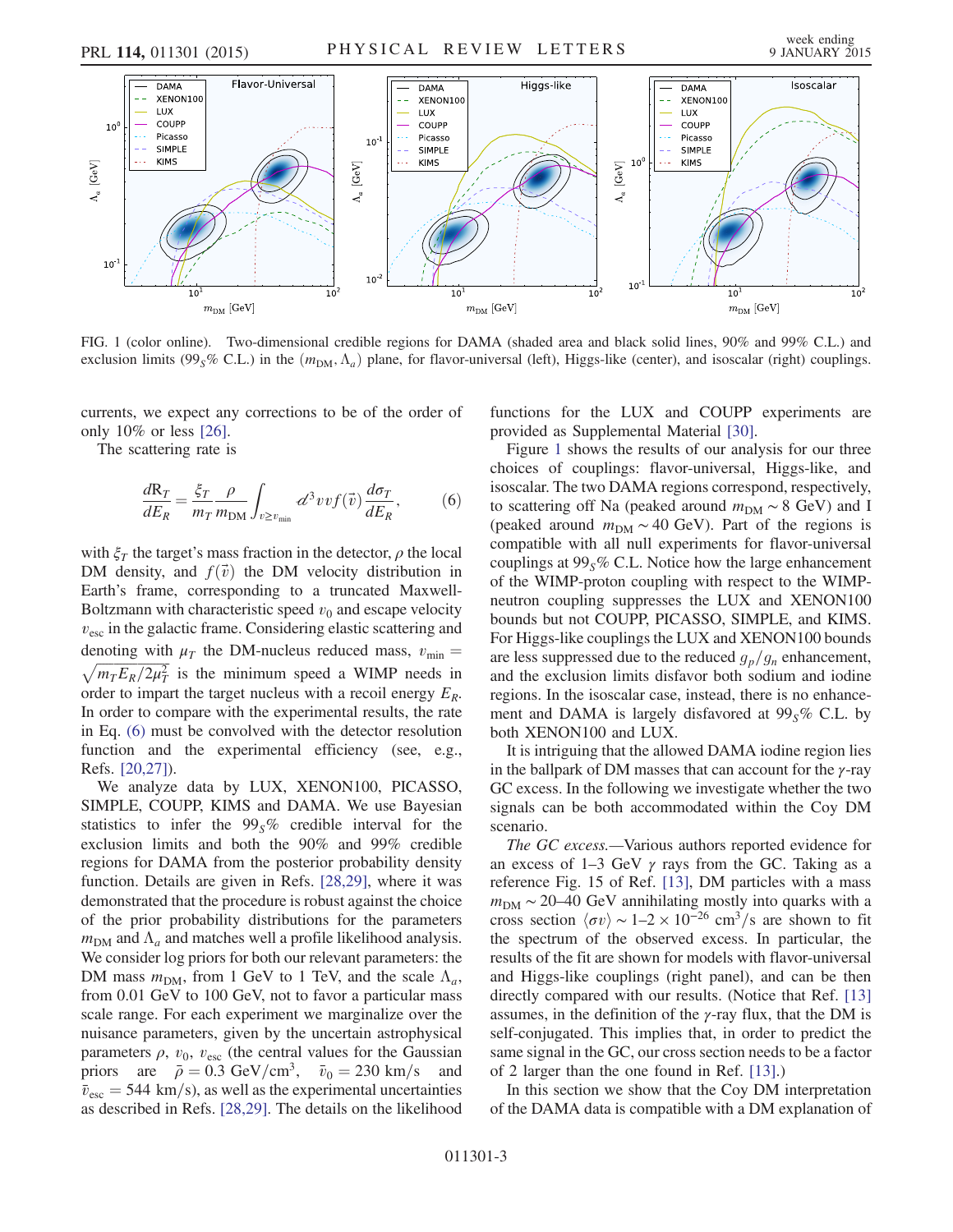FIG. 1 (color online). Two-dimensional credible regions for DAMA (shaded area and black solid lines, 90% and 99% C.L.) and exclusion limits ($99_S\%$ C.L.) in the $(m_{\rm DM}, \Lambda_a)$ plane, for flavor-universal (left), Higgs-like (center), and isoscalar (right) couplings.

currents, we expect any corrections to be of the order of only 10% or less [26].

The scattering rate is

$$\frac{dR_T}{dE_R} = \frac{\xi_T}{m_T}\frac{\rho}{m_{\rm DM}}\int_{v \geq v_{\rm min}} d^3 v v f(\vec{v}) \frac{d\sigma_T}{dE_R}, \tag{6}$$

with $\xi_T$ the target's mass fraction in the detector, $\rho$ the local DM density, and $f(\vec{v})$ the DM velocity distribution in Earth's frame, corresponding to a truncated Maxwell-Boltzmann with characteristic speed $v_0$ and escape velocity $v_{\rm esc}$ in the galactic frame. Considering elastic scattering and denoting with $\mu_T$ the DM-nucleus reduced mass, $v_{\rm min} = \sqrt{m_T E_R / 2\mu_T^2}$ is the minimum speed a WIMP needs in order to impart the target nucleus with a recoil energy $E_R$. In order to compare with the experimental results, the rate in Eq. (6) must be convolved with the detector resolution function and the experimental efficiency (see, e.g., Refs. [20,27]).

We analyze data by LUX, XENON100, PICASSO, SIMPLE, COUPP, KIMS and DAMA. We use Bayesian statistics to infer the $99_S\%$ credible interval for the exclusion limits and both the 90% and 99% credible regions for DAMA from the posterior probability density function. Details are given in Refs. [28,29], where it was demonstrated that the procedure is robust against the choice of the prior probability distributions for the parameters $m_{\rm DM}$ and $\Lambda_a$ and matches well a profile likelihood analysis. We consider log priors for both our relevant parameters: the DM mass $m_{\rm DM}$, from 1 GeV to 1 TeV, and the scale $\Lambda_a$, from 0.01 GeV to 100 GeV, not to favor a particular mass scale range. For each experiment we marginalize over the nuisance parameters, given by the uncertain astrophysical parameters $\rho$, $v_0$, $v_{\rm esc}$ (the central values for the Gaussian priors are $\bar{\rho} = 0.3$ GeV/cm$^3$, $\bar{v}_0 = 230$ km/s and $\bar{v}_{\rm esc} = 544$ km/s), as well as the experimental uncertainties as described in Refs. [28,29]. The details on the likelihood functions for the LUX and COUPP experiments are provided as Supplemental Material [30].

Figure 1 shows the results of our analysis for our three choices of couplings: flavor-universal, Higgs-like, and isoscalar. The two DAMA regions correspond, respectively, to scattering off Na (peaked around $m_{\rm DM} \sim 8$ GeV) and I (peaked around $m_{\rm DM} \sim 40$ GeV). Part of the regions is compatible with all null experiments for flavor-universal couplings at $99_S\%$ C.L. Notice how the large enhancement of the WIMP-proton coupling with respect to the WIMP-neutron coupling suppresses the LUX and XENON100 bounds but not COUPP, PICASSO, SIMPLE, and KIMS. For Higgs-like couplings the LUX and XENON100 bounds are less suppressed due to the reduced $g_p/g_n$ enhancement, and the exclusion limits disfavor both sodium and iodine regions. In the isoscalar case, instead, there is no enhancement and DAMA is largely disfavored at $99_S\%$ C.L. by both XENON100 and LUX.

It is intriguing that the allowed DAMA iodine region lies in the ballpark of DM masses that can account for the $\gamma$-ray GC excess. In the following we investigate whether the two signals can be both accommodated within the Coy DM scenario.

*The GC excess.*—Various authors reported evidence for an excess of 1–3 GeV $\gamma$ rays from the GC. Taking as a reference Fig. 15 of Ref. [13], DM particles with a mass $m_{\rm DM} \sim 20$–40 GeV annihilating mostly into quarks with a cross section $\langle \sigma v \rangle \sim 1$–$2 \times 10^{-26}$ cm$^3$/s are shown to fit the spectrum of the observed excess. In particular, the results of the fit are shown for models with flavor-universal and Higgs-like couplings (right panel), and can be then directly compared with our results. (Notice that Ref. [13] assumes, in the definition of the $\gamma$-ray flux, that the DM is self-conjugated. This implies that, in order to predict the same signal in the GC, our cross section needs to be a factor of 2 larger than the one found in Ref. [13].)

In this section we show that the Coy DM interpretation of the DAMA data is compatible with a DM explanation of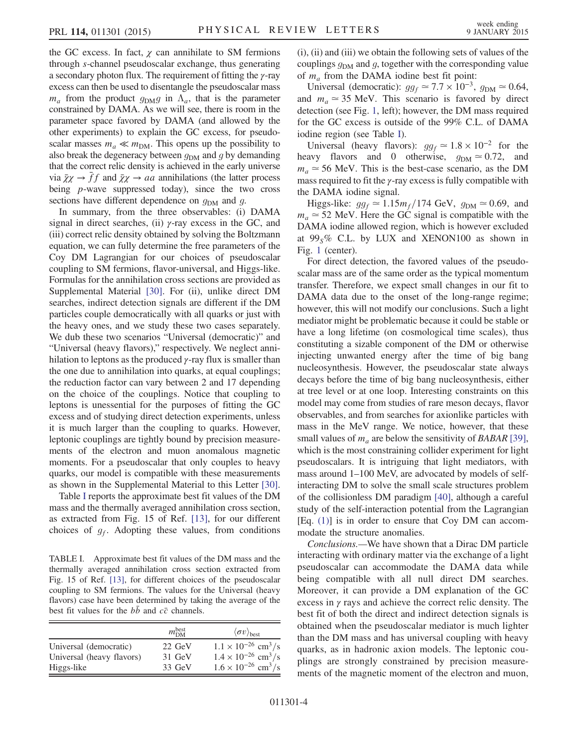the GC excess. In fact, $\chi$ can annihilate to SM fermions through $s$-channel pseudoscalar exchange, thus generating a secondary photon flux. The requirement of fitting the $\gamma$-ray excess can then be used to disentangle the pseudoscalar mass $m_a$ from the product $g_{\rm DM}g$ in $\Lambda_a$, that is the parameter constrained by DAMA. As we will see, there is room in the parameter space favored by DAMA (and allowed by the other experiments) to explain the GC excess, for pseudoscalar masses $m_a \ll m_{\rm DM}$. This opens up the possibility to also break the degeneracy between $g_{\rm DM}$ and $g$ by demanding that the correct relic density is achieved in the early universe via $\bar{\chi}\chi \to \bar{f}f$ and $\bar{\chi}\chi \to aa$ annihilations (the latter process being $p$-wave suppressed today), since the two cross sections have different dependence on $g_{\rm DM}$ and $g$.

In summary, from the three observables: (i) DAMA signal in direct searches, (ii) $\gamma$-ray excess in the GC, and (iii) correct relic density obtained by solving the Boltzmann equation, we can fully determine the free parameters of the Coy DM Lagrangian for our choices of pseudoscalar coupling to SM fermions, flavor-universal, and Higgs-like. Formulas for the annihilation cross sections are provided as Supplemental Material [30]. For (ii), unlike direct DM searches, indirect detection signals are different if the DM particles couple democratically with all quarks or just with the heavy ones, and we study these two cases separately. We dub these two scenarios "Universal (democratic)" and "Universal (heavy flavors)," respectively. We neglect annihilation to leptons as the produced $\gamma$-ray flux is smaller than the one due to annihilation into quarks, at equal couplings; the reduction factor can vary between 2 and 17 depending on the choice of the couplings. Notice that coupling to leptons is unessential for the purposes of fitting the GC excess and of studying direct detection experiments, unless it is much larger than the coupling to quarks. However, leptonic couplings are tightly bound by precision measurements of the electron and muon anomalous magnetic moments. For a pseudoscalar that only couples to heavy quarks, our model is compatible with these measurements as shown in the Supplemental Material to this Letter [30].

Table I reports the approximate best fit values of the DM mass and the thermally averaged annihilation cross section, as extracted from Fig. 15 of Ref. [13], for our different choices of $g_f$. Adopting these values, from conditions (i), (ii) and (iii) we obtain the following sets of values of the couplings $g_{\rm DM}$ and $g$, together with the corresponding value of $m_a$ from the DAMA iodine best fit point:

Universal (democratic): $gg_f \simeq 7.7 \times 10^{-3}$, $g_{\rm DM} \simeq 0.64$, and $m_a \simeq 35$ MeV. This scenario is favored by direct detection (see Fig. 1, left); however, the DM mass required for the GC excess is outside of the 99% C.L. of DAMA iodine region (see Table I).

Universal (heavy flavors): $gg_f \simeq 1.8 \times 10^{-2}$ for the heavy flavors and 0 otherwise, $g_{\rm DM} \simeq 0.72$, and $m_a \simeq 56$ MeV. This is the best-case scenario, as the DM mass required to fit the $\gamma$-ray excess is fully compatible with the DAMA iodine signal.

Higgs-like: $gg_f \simeq 1.15 m_f/174$ GeV, $g_{\rm DM} \simeq 0.69$, and $m_a \simeq 52$ MeV. Here the GC signal is compatible with the DAMA iodine allowed region, which is however excluded at $99_S$% C.L. by LUX and XENON100 as shown in Fig. 1 (center).

For direct detection, the favored values of the pseudoscalar mass are of the same order as the typical momentum transfer. Therefore, we expect small changes in our fit to DAMA data due to the onset of the long-range regime; however, this will not modify our conclusions. Such a light mediator might be problematic because it could be stable or have a long lifetime (on cosmological time scales), thus constituting a sizable component of the DM or otherwise injecting unwanted energy after the time of big bang nucleosynthesis. However, the pseudoscalar state always decays before the time of big bang nucleosynthesis, either at tree level or at one loop. Interesting constraints on this model may come from studies of rare meson decays, flavor observables, and from searches for axionlike particles with mass in the MeV range. We notice, however, that these small values of $m_a$ are below the sensitivity of *BABAR* [39], which is the most constraining collider experiment for light pseudoscalars. It is intriguing that light mediators, with mass around 1–100 MeV, are advocated by models of self-interacting DM to solve the small scale structures problem of the collisionless DM paradigm [40], although a careful study of the self-interaction potential from the Lagrangian [Eq. (1)] is in order to ensure that Coy DM can accommodate the structure anomalies.

*Conclusions.*—We have shown that a Dirac DM particle interacting with ordinary matter via the exchange of a light pseudoscalar can accommodate the DAMA data while being compatible with all null direct DM searches. Moreover, it can provide a DM explanation of the GC excess in $\gamma$ rays and achieve the correct relic density. The best fit of both the direct and indirect detection signals is obtained when the pseudoscalar mediator is much lighter than the DM mass and has universal coupling with heavy quarks, as in hadronic axion models. The leptonic couplings are strongly constrained by precision measurements of the magnetic moment of the electron and muon,

TABLE I. Approximate best fit values of the DM mass and the thermally averaged annihilation cross section extracted from Fig. 15 of Ref. [13], for different choices of the pseudoscalar coupling to SM fermions. The values for the Universal (heavy flavors) case have been determined by taking the average of the best fit values for the $b\bar{b}$ and $c\bar{c}$ channels.

| | $m_{\rm DM}^{\rm best}$ | $\langle \sigma v \rangle_{\rm best}$ |
|---|---|---|
| Universal (democratic) | 22 GeV | $1.1 \times 10^{-26}$ cm$^3$/s |
| Universal (heavy flavors) | 31 GeV | $1.4 \times 10^{-26}$ cm$^3$/s |
| Higgs-like | 33 GeV | $1.6 \times 10^{-26}$ cm$^3$/s |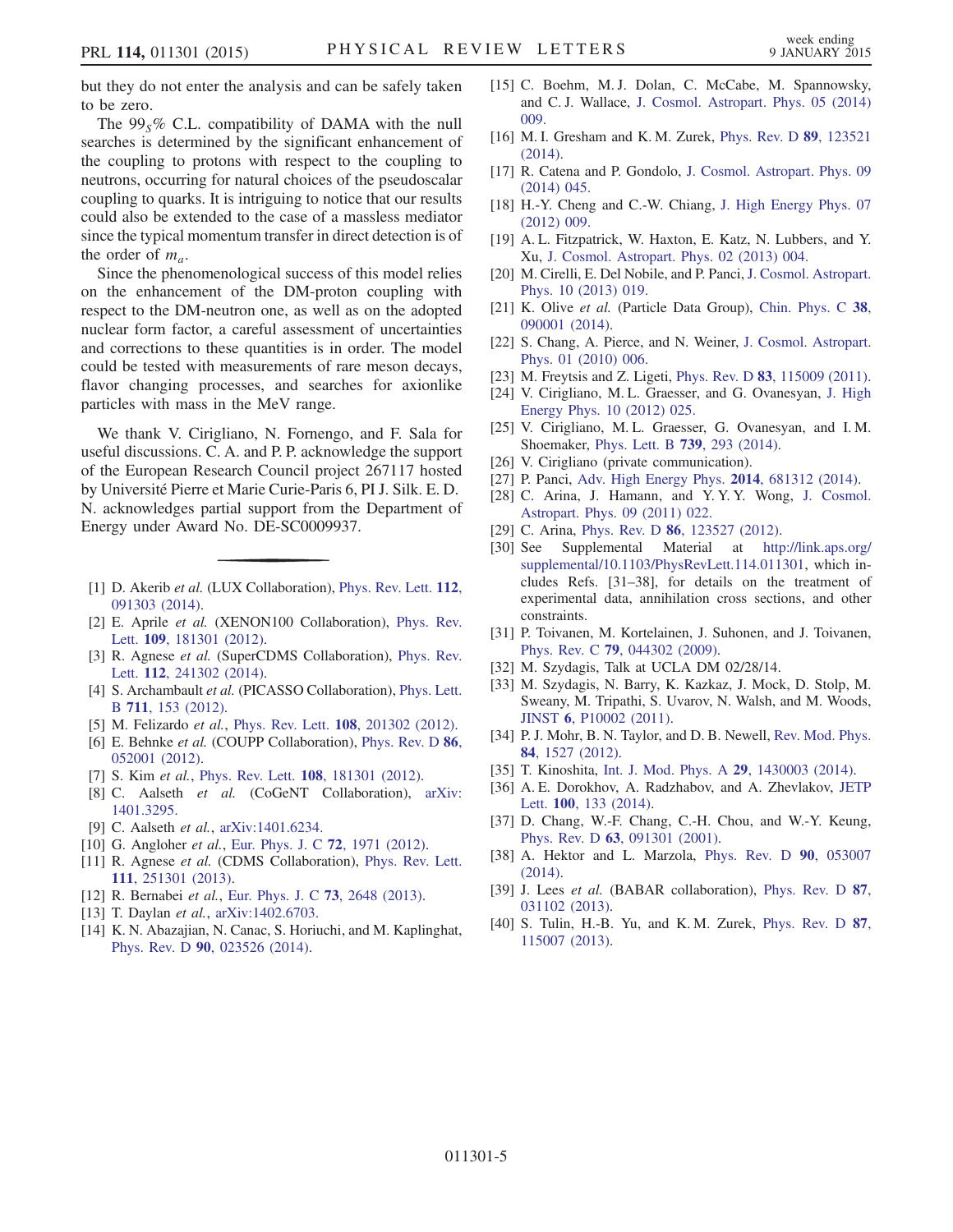but they do not enter the analysis and can be safely taken to be zero.

The $99_S$% C.L. compatibility of DAMA with the null searches is determined by the significant enhancement of the coupling to protons with respect to the coupling to neutrons, occurring for natural choices of the pseudoscalar coupling to quarks. It is intriguing to notice that our results could also be extended to the case of a massless mediator since the typical momentum transfer in direct detection is of the order of $m_a$.

Since the phenomenological success of this model relies on the enhancement of the DM-proton coupling with respect to the DM-neutron one, as well as on the adopted nuclear form factor, a careful assessment of uncertainties and corrections to these quantities is in order. The model could be tested with measurements of rare meson decays, flavor changing processes, and searches for axionlike particles with mass in the MeV range.

We thank V. Cirigliano, N. Fornengo, and F. Sala for useful discussions. C. A. and P. P. acknowledge the support of the European Research Council project 267117 hosted by Université Pierre et Marie Curie-Paris 6, PI J. Silk. E. D. N. acknowledges partial support from the Department of Energy under Award No. DE-SC0009937.

---

[1] D. Akerib *et al.* (LUX Collaboration), Phys. Rev. Lett. **112**, 091303 (2014).

[2] E. Aprile *et al.* (XENON100 Collaboration), Phys. Rev. Lett. **109**, 181301 (2012).

[3] R. Agnese *et al.* (SuperCDMS Collaboration), Phys. Rev. Lett. **112**, 241302 (2014).

[4] S. Archambault *et al.* (PICASSO Collaboration), Phys. Lett. B **711**, 153 (2012).

[5] M. Felizardo *et al.*, Phys. Rev. Lett. **108**, 201302 (2012).

[6] E. Behnke *et al.* (COUPP Collaboration), Phys. Rev. D **86**, 052001 (2012).

[7] S. Kim *et al.*, Phys. Rev. Lett. **108**, 181301 (2012).

[8] C. Aalseth *et al.* (CoGeNT Collaboration), arXiv: 1401.3295.

[9] C. Aalseth *et al.*, arXiv:1401.6234.

[10] G. Angloher *et al.*, Eur. Phys. J. C **72**, 1971 (2012).

[11] R. Agnese *et al.* (CDMS Collaboration), Phys. Rev. Lett. **111**, 251301 (2013).

[12] R. Bernabei *et al.*, Eur. Phys. J. C **73**, 2648 (2013).

[13] T. Daylan *et al.*, arXiv:1402.6703.

[14] K. N. Abazajian, N. Canac, S. Horiuchi, and M. Kaplinghat, Phys. Rev. D **90**, 023526 (2014).

[15] C. Boehm, M. J. Dolan, C. McCabe, M. Spannowsky, and C. J. Wallace, J. Cosmol. Astropart. Phys. 05 (2014) 009.

[16] M. I. Gresham and K. M. Zurek, Phys. Rev. D **89**, 123521 (2014).

[17] R. Catena and P. Gondolo, J. Cosmol. Astropart. Phys. 09 (2014) 045.

[18] H.-Y. Cheng and C.-W. Chiang, J. High Energy Phys. 07 (2012) 009.

[19] A. L. Fitzpatrick, W. Haxton, E. Katz, N. Lubbers, and Y. Xu, J. Cosmol. Astropart. Phys. 02 (2013) 004.

[20] M. Cirelli, E. Del Nobile, and P. Panci, J. Cosmol. Astropart. Phys. 10 (2013) 019.

[21] K. Olive *et al.* (Particle Data Group), Chin. Phys. C **38**, 090001 (2014).

[22] S. Chang, A. Pierce, and N. Weiner, J. Cosmol. Astropart. Phys. 01 (2010) 006.

[23] M. Freytsis and Z. Ligeti, Phys. Rev. D **83**, 115009 (2011).

[24] V. Cirigliano, M. L. Graesser, and G. Ovanesyan, J. High Energy Phys. 10 (2012) 025.

[25] V. Cirigliano, M. L. Graesser, G. Ovanesyan, and I. M. Shoemaker, Phys. Lett. B **739**, 293 (2014).

[26] V. Cirigliano (private communication).

[27] P. Panci, Adv. High Energy Phys. **2014**, 681312 (2014).

[28] C. Arina, J. Hamann, and Y. Y. Y. Wong, J. Cosmol. Astropart. Phys. 09 (2011) 022.

[29] C. Arina, Phys. Rev. D **86**, 123527 (2012).

[30] See Supplemental Material at http://link.aps.org/supplemental/10.1103/PhysRevLett.114.011301, which includes Refs. [31–38], for details on the treatment of experimental data, annihilation cross sections, and other constraints.

[31] P. Toivanen, M. Kortelainen, J. Suhonen, and J. Toivanen, Phys. Rev. C **79**, 044302 (2009).

[32] M. Szydagis, Talk at UCLA DM 02/28/14.

[33] M. Szydagis, N. Barry, K. Kazkaz, J. Mock, D. Stolp, M. Sweany, M. Tripathi, S. Uvarov, N. Walsh, and M. Woods, JINST **6**, P10002 (2011).

[34] P. J. Mohr, B. N. Taylor, and D. B. Newell, Rev. Mod. Phys. **84**, 1527 (2012).

[35] T. Kinoshita, Int. J. Mod. Phys. A **29**, 1430003 (2014).

[36] A. E. Dorokhov, A. Radzhabov, and A. Zhevlakov, JETP Lett. **100**, 133 (2014).

[37] D. Chang, W.-F. Chang, C.-H. Chou, and W.-Y. Keung, Phys. Rev. D **63**, 091301 (2001).

[38] A. Hektor and L. Marzola, Phys. Rev. D **90**, 053007 (2014).

[39] J. Lees *et al.* (BABAR collaboration), Phys. Rev. D **87**, 031102 (2013).

[40] S. Tulin, H.-B. Yu, and K. M. Zurek, Phys. Rev. D **87**, 115007 (2013).